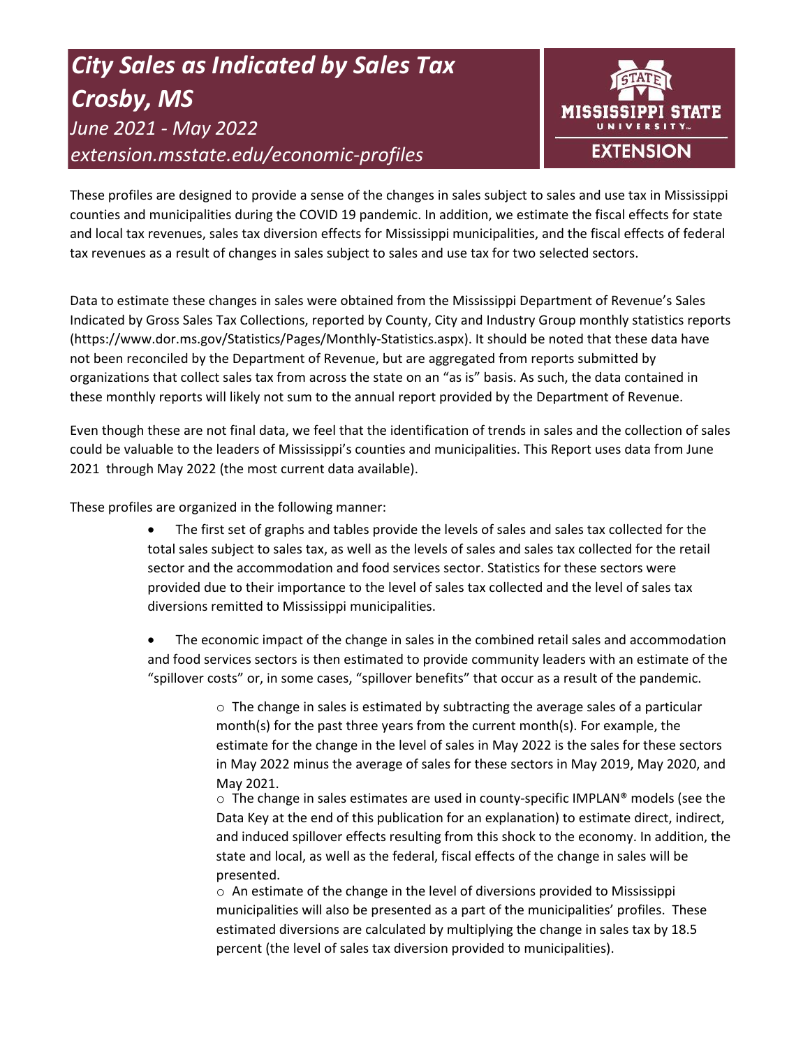# *City Sales as Indicated by Sales Tax Crosby, MS*

*June 2021 - May 2022*

*extension.msstate.edu/economic-profiles*

MISSISSIPPI STATE UNIVERSITY EXTENSION

These profiles are designed to provide a sense of the changes in sales subject to sales and use tax in Mississippi counties and municipalities during the COVID 19 pandemic. In addition, we estimate the fiscal effects for state and local tax revenues, sales tax diversion effects for Mississippi municipalities, and the fiscal effects of federal tax revenues as a result of changes in sales subject to sales and use tax for two selected sectors.

Data to estimate these changes in sales were obtained from the Mississippi Department of Revenue's Sales Indicated by Gross Sales Tax Collections, reported by County, City and Industry Group monthly statistics reports (https://www.dor.ms.gov/Statistics/Pages/Monthly-Statistics.aspx). It should be noted that these data have not been reconciled by the Department of Revenue, but are aggregated from reports submitted by organizations that collect sales tax from across the state on an "as is" basis. As such, the data contained in these monthly reports will likely not sum to the annual report provided by the Department of Revenue.

Even though these are not final data, we feel that the identification of trends in sales and the collection of sales could be valuable to the leaders of Mississippi's counties and municipalities. This Report uses data from June 2021 through May 2022 (the most current data available).

These profiles are organized in the following manner:

- The first set of graphs and tables provide the levels of sales and sales tax collected for the total sales subject to sales tax, as well as the levels of sales and sales tax collected for the retail sector and the accommodation and food services sector. Statistics for these sectors were provided due to their importance to the level of sales tax collected and the level of sales tax diversions remitted to Mississippi municipalities.

- The economic impact of the change in sales in the combined retail sales and accommodation and food services sectors is then estimated to provide community leaders with an estimate of the "spillover costs" or, in some cases, "spillover benefits" that occur as a result of the pandemic.
  - The change in sales is estimated by subtracting the average sales of a particular month(s) for the past three years from the current month(s). For example, the estimate for the change in the level of sales in May 2022 is the sales for these sectors in May 2022 minus the average of sales for these sectors in May 2019, May 2020, and May 2021.
  - The change in sales estimates are used in county-specific IMPLAN® models (see the Data Key at the end of this publication for an explanation) to estimate direct, indirect, and induced spillover effects resulting from this shock to the economy. In addition, the state and local, as well as the federal, fiscal effects of the change in sales will be presented.
  - An estimate of the change in the level of diversions provided to Mississippi municipalities will also be presented as a part of the municipalities' profiles. These estimated diversions are calculated by multiplying the change in sales tax by 18.5 percent (the level of sales tax diversion provided to municipalities).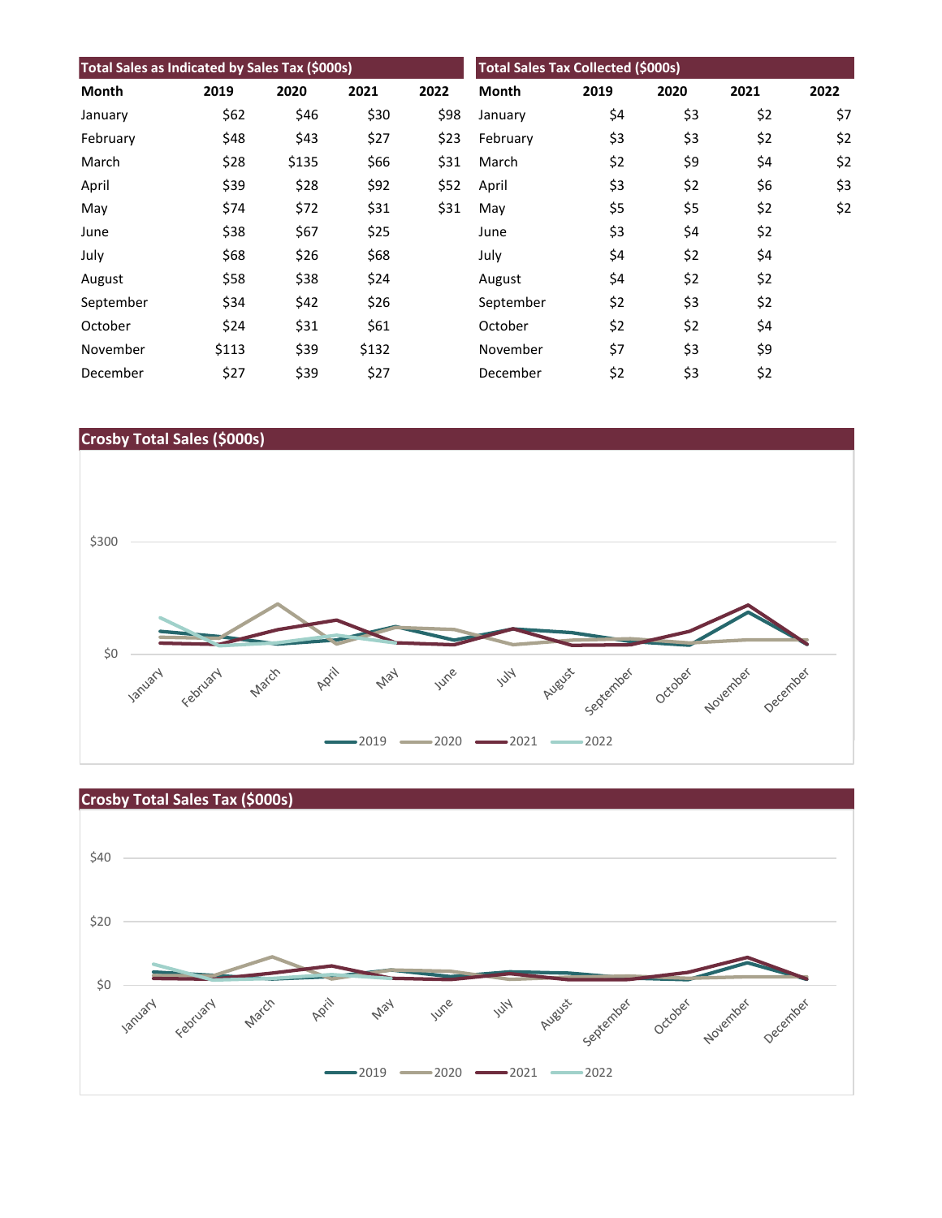| Total Sales as Indicated by Sales Tax ($000s) | | | | |
|---|---|---|---|---|
| Month | 2019 | 2020 | 2021 | 2022 |
| January | $62 | $46 | $30 | $98 |
| February | $48 | $43 | $27 | $23 |
| March | $28 | $135 | $66 | $31 |
| April | $39 | $28 | $92 | $52 |
| May | $74 | $72 | $31 | $31 |
| June | $38 | $67 | $25 | |
| July | $68 | $26 | $68 | |
| August | $58 | $38 | $24 | |
| September | $34 | $42 | $26 | |
| October | $24 | $31 | $61 | |
| November | $113 | $39 | $132 | |
| December | $27 | $39 | $27 | |

| Total Sales Tax Collected ($000s) | | | | |
|---|---|---|---|---|
| Month | 2019 | 2020 | 2021 | 2022 |
| January | $4 | $3 | $2 | $7 |
| February | $3 | $3 | $2 | $2 |
| March | $2 | $9 | $4 | $2 |
| April | $3 | $2 | $6 | $3 |
| May | $5 | $5 | $2 | $2 |
| June | $3 | $4 | $2 | |
| July | $4 | $2 | $4 | |
| August | $4 | $2 | $2 | |
| September | $2 | $3 | $2 | |
| October | $2 | $2 | $4 | |
| November | $7 | $3 | $9 | |
| December | $2 | $3 | $2 | |

## Crosby Total Sales ($000s)

## Crosby Total Sales Tax ($000s)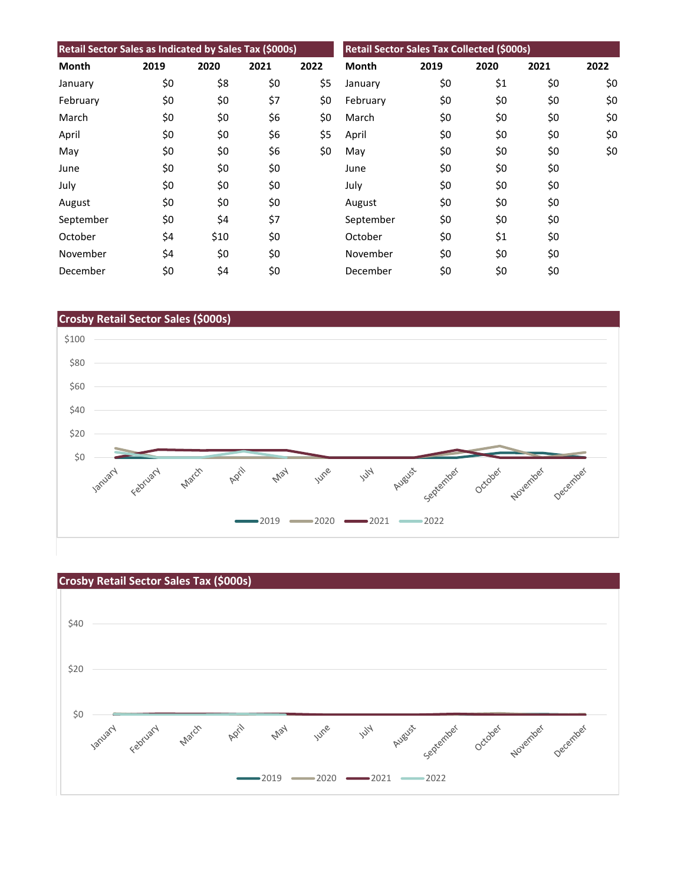| Retail Sector Sales as Indicated by Sales Tax ($000s) | | | | |
|---|---|---|---|---|
| Month | 2019 | 2020 | 2021 | 2022 |
| January | $0 | $8 | $0 | $5 |
| February | $0 | $0 | $7 | $0 |
| March | $0 | $0 | $6 | $0 |
| April | $0 | $0 | $6 | $5 |
| May | $0 | $0 | $6 | $0 |
| June | $0 | $0 | $0 | |
| July | $0 | $0 | $0 | |
| August | $0 | $0 | $0 | |
| September | $0 | $4 | $7 | |
| October | $4 | $10 | $0 | |
| November | $4 | $0 | $0 | |
| December | $0 | $4 | $0 | |

| Retail Sector Sales Tax Collected ($000s) | | | | |
|---|---|---|---|---|
| Month | 2019 | 2020 | 2021 | 2022 |
| January | $0 | $1 | $0 | $0 |
| February | $0 | $0 | $0 | $0 |
| March | $0 | $0 | $0 | $0 |
| April | $0 | $0 | $0 | $0 |
| May | $0 | $0 | $0 | $0 |
| June | $0 | $0 | $0 | |
| July | $0 | $0 | $0 | |
| August | $0 | $0 | $0 | |
| September | $0 | $0 | $0 | |
| October | $0 | $1 | $0 | |
| November | $0 | $0 | $0 | |
| December | $0 | $0 | $0 | |

## Crosby Retail Sector Sales ($000s)

## Crosby Retail Sector Sales Tax ($000s)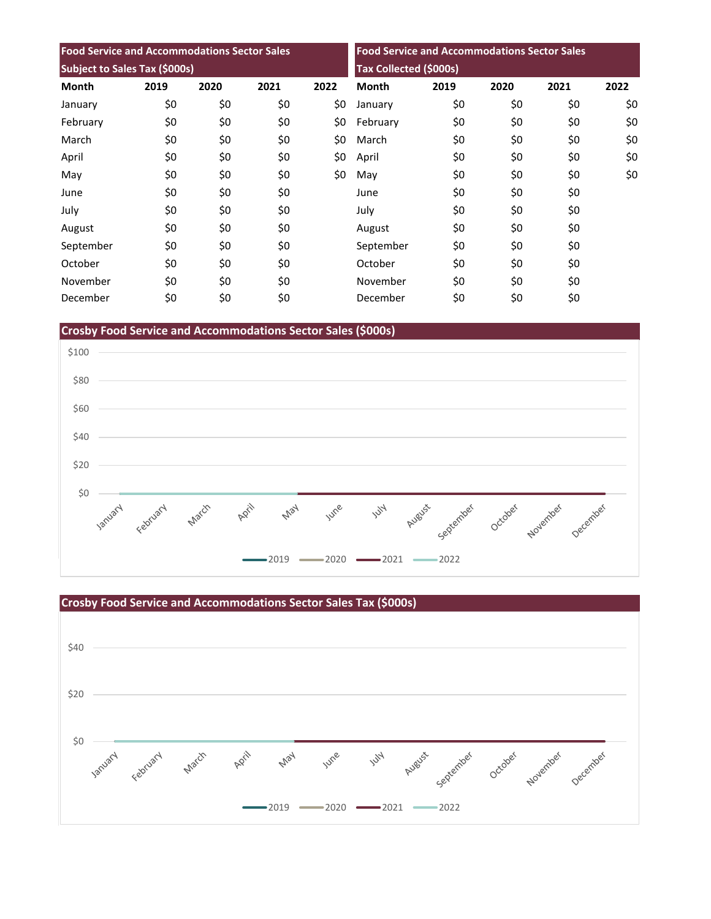| Food Service and Accommodations Sector Sales Subject to Sales Tax ($000s) | | | | |
|---|---|---|---|---|
| Month | 2019 | 2020 | 2021 | 2022 |
| January | $0 | $0 | $0 | $0 |
| February | $0 | $0 | $0 | $0 |
| March | $0 | $0 | $0 | $0 |
| April | $0 | $0 | $0 | $0 |
| May | $0 | $0 | $0 | $0 |
| June | $0 | $0 | $0 | |
| July | $0 | $0 | $0 | |
| August | $0 | $0 | $0 | |
| September | $0 | $0 | $0 | |
| October | $0 | $0 | $0 | |
| November | $0 | $0 | $0 | |
| December | $0 | $0 | $0 | |

| Food Service and Accommodations Sector Sales Tax Collected ($000s) | | | | |
|---|---|---|---|---|
| Month | 2019 | 2020 | 2021 | 2022 |
| January | $0 | $0 | $0 | $0 |
| February | $0 | $0 | $0 | $0 |
| March | $0 | $0 | $0 | $0 |
| April | $0 | $0 | $0 | $0 |
| May | $0 | $0 | $0 | $0 |
| June | $0 | $0 | $0 | |
| July | $0 | $0 | $0 | |
| August | $0 | $0 | $0 | |
| September | $0 | $0 | $0 | |
| October | $0 | $0 | $0 | |
| November | $0 | $0 | $0 | |
| December | $0 | $0 | $0 | |

## Crosby Food Service and Accommodations Sector Sales ($000s)

## Crosby Food Service and Accommodations Sector Sales Tax ($000s)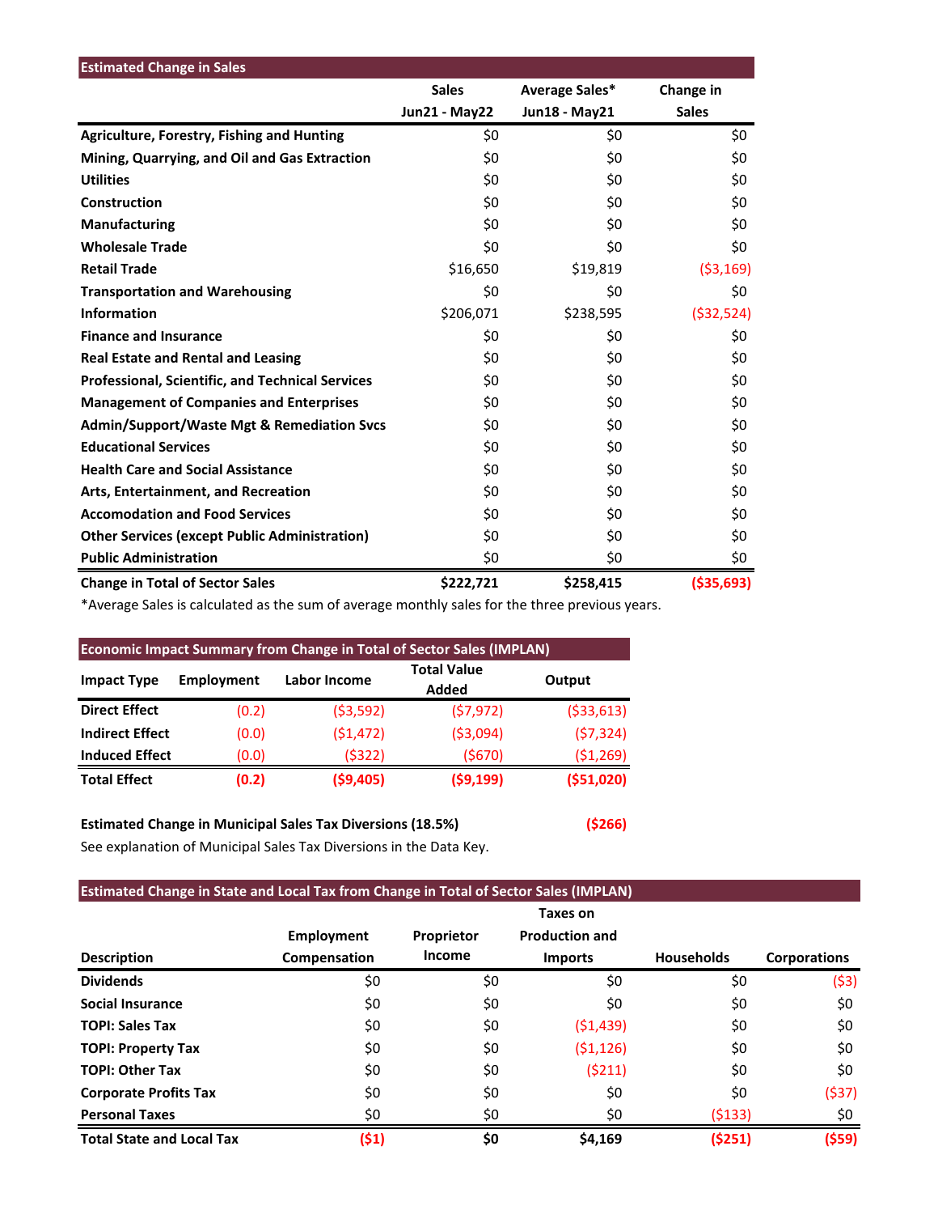## Estimated Change in Sales

| | Sales Jun21 - May22 | Average Sales* Jun18 - May21 | Change in Sales |
|---|---|---|---|
| **Agriculture, Forestry, Fishing and Hunting** | $0 | $0 | $0 |
| **Mining, Quarrying, and Oil and Gas Extraction** | $0 | $0 | $0 |
| **Utilities** | $0 | $0 | $0 |
| **Construction** | $0 | $0 | $0 |
| **Manufacturing** | $0 | $0 | $0 |
| **Wholesale Trade** | $0 | $0 | $0 |
| **Retail Trade** | $16,650 | $19,819 | ($3,169) |
| **Transportation and Warehousing** | $0 | $0 | $0 |
| **Information** | $206,071 | $238,595 | ($32,524) |
| **Finance and Insurance** | $0 | $0 | $0 |
| **Real Estate and Rental and Leasing** | $0 | $0 | $0 |
| **Professional, Scientific, and Technical Services** | $0 | $0 | $0 |
| **Management of Companies and Enterprises** | $0 | $0 | $0 |
| **Admin/Support/Waste Mgt & Remediation Svcs** | $0 | $0 | $0 |
| **Educational Services** | $0 | $0 | $0 |
| **Health Care and Social Assistance** | $0 | $0 | $0 |
| **Arts, Entertainment, and Recreation** | $0 | $0 | $0 |
| **Accomodation and Food Services** | $0 | $0 | $0 |
| **Other Services (except Public Administration)** | $0 | $0 | $0 |
| **Public Administration** | $0 | $0 | $0 |
| **Change in Total of Sector Sales** | **$222,721** | **$258,415** | **($35,693)** |

*Average Sales is calculated as the sum of average monthly sales for the three previous years.

## Economic Impact Summary from Change in Total of Sector Sales (IMPLAN)

| Impact Type | Employment | Labor Income | Total Value Added | Output |
|---|---|---|---|---|
| **Direct Effect** | (0.2) | ($3,592) | ($7,972) | ($33,613) |
| **Indirect Effect** | (0.0) | ($1,472) | ($3,094) | ($7,324) |
| **Induced Effect** | (0.0) | ($322) | ($670) | ($1,269) |
| **Total Effect** | **(0.2)** | **($9,405)** | **($9,199)** | **($51,020)** |

**Estimated Change in Municipal Sales Tax Diversions (18.5%)** **($266)**

See explanation of Municipal Sales Tax Diversions in the Data Key.

## Estimated Change in State and Local Tax from Change in Total of Sector Sales (IMPLAN)

| Description | Employment Compensation | Proprietor Income | Taxes on Production and Imports | Households | Corporations |
|---|---|---|---|---|---|
| **Dividends** | $0 | $0 | $0 | $0 | ($3) |
| **Social Insurance** | $0 | $0 | $0 | $0 | $0 |
| **TOPI: Sales Tax** | $0 | $0 | ($1,439) | $0 | $0 |
| **TOPI: Property Tax** | $0 | $0 | ($1,126) | $0 | $0 |
| **TOPI: Other Tax** | $0 | $0 | ($211) | $0 | $0 |
| **Corporate Profits Tax** | $0 | $0 | $0 | $0 | ($37) |
| **Personal Taxes** | $0 | $0 | $0 | ($133) | $0 |
| **Total State and Local Tax** | **($1)** | **$0** | **$4,169** | **($251)** | **($59)** |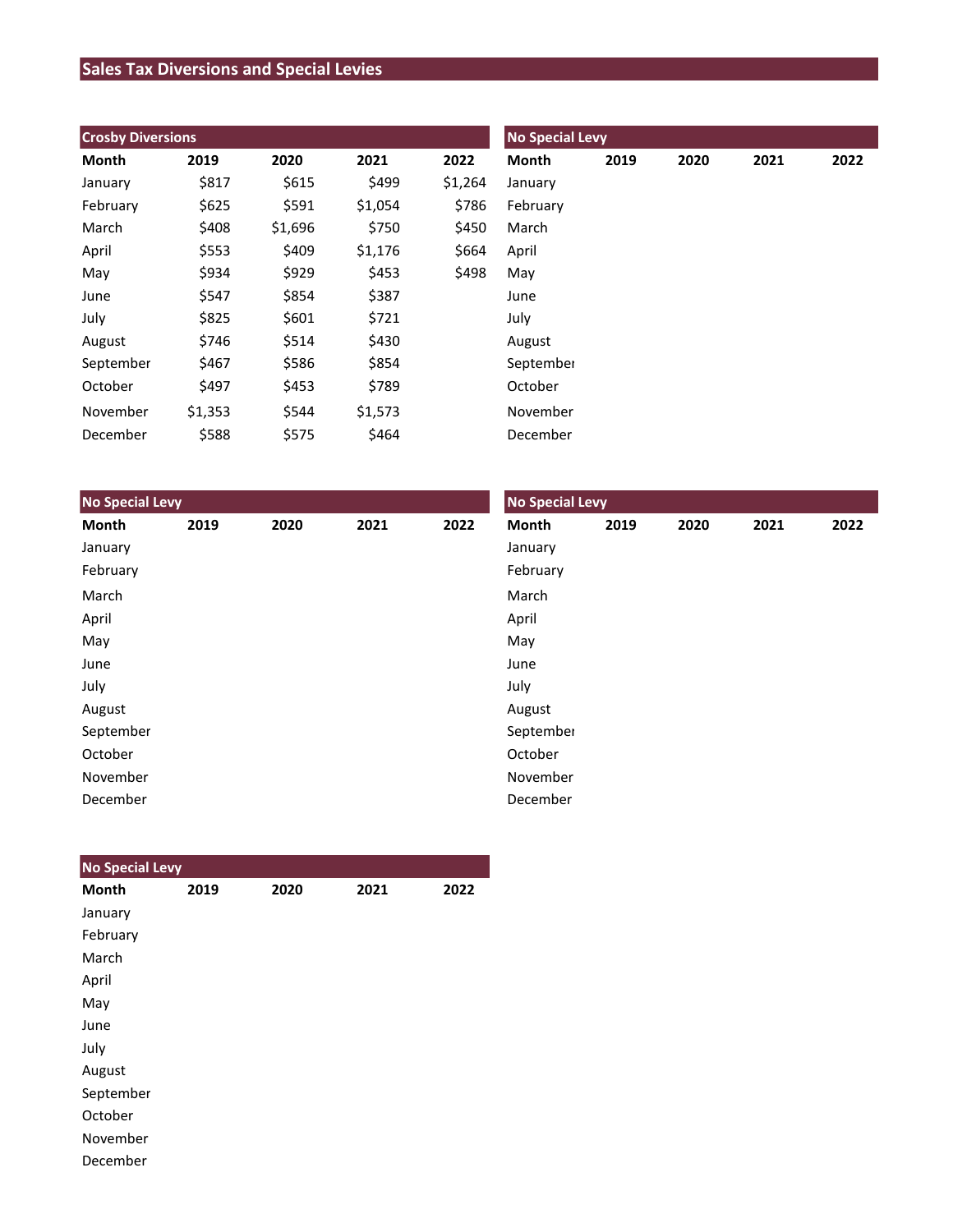## Sales Tax Diversions and Special Levies

**Crosby Diversions**

| Month | 2019 | 2020 | 2021 | 2022 |
|---|---|---|---|---|
| January | $817 | $615 | $499 | $1,264 |
| February | $625 | $591 | $1,054 | $786 |
| March | $408 | $1,696 | $750 | $450 |
| April | $553 | $409 | $1,176 | $664 |
| May | $934 | $929 | $453 | $498 |
| June | $547 | $854 | $387 | |
| July | $825 | $601 | $721 | |
| August | $746 | $514 | $430 | |
| September | $467 | $586 | $854 | |
| October | $497 | $453 | $789 | |
| November | $1,353 | $544 | $1,573 | |
| December | $588 | $575 | $464 | |

**No Special Levy**

| Month | 2019 | 2020 | 2021 | 2022 |
|---|---|---|---|---|
| January | | | | |
| February | | | | |
| March | | | | |
| April | | | | |
| May | | | | |
| June | | | | |
| July | | | | |
| August | | | | |
| September | | | | |
| October | | | | |
| November | | | | |
| December | | | | |

**No Special Levy**

| Month | 2019 | 2020 | 2021 | 2022 |
|---|---|---|---|---|
| January | | | | |
| February | | | | |
| March | | | | |
| April | | | | |
| May | | | | |
| June | | | | |
| July | | | | |
| August | | | | |
| September | | | | |
| October | | | | |
| November | | | | |
| December | | | | |

**No Special Levy**

| Month | 2019 | 2020 | 2021 | 2022 |
|---|---|---|---|---|
| January | | | | |
| February | | | | |
| March | | | | |
| April | | | | |
| May | | | | |
| June | | | | |
| July | | | | |
| August | | | | |
| September | | | | |
| October | | | | |
| November | | | | |
| December | | | | |

**No Special Levy**

| Month | 2019 | 2020 | 2021 | 2022 |
|---|---|---|---|---|
| January | | | | |
| February | | | | |
| March | | | | |
| April | | | | |
| May | | | | |
| June | | | | |
| July | | | | |
| August | | | | |
| September | | | | |
| October | | | | |
| November | | | | |
| December | | | | |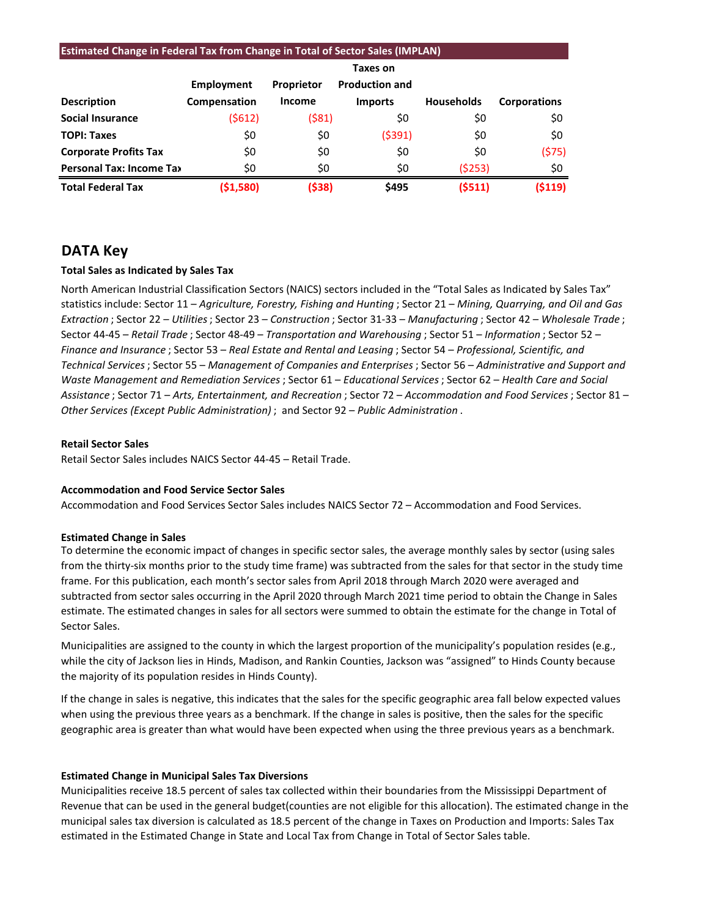**Estimated Change in Federal Tax from Change in Total of Sector Sales (IMPLAN)**

| Description | Employment Compensation | Proprietor Income | Taxes on Production and Imports | Households | Corporations |
|---|---|---|---|---|---|
| **Social Insurance** | ($612) | ($81) | $0 | $0 | $0 |
| **TOPI: Taxes** | $0 | $0 | ($391) | $0 | $0 |
| **Corporate Profits Tax** | $0 | $0 | $0 | $0 | ($75) |
| **Personal Tax: Income Tax** | $0 | $0 | $0 | ($253) | $0 |
| **Total Federal Tax** | **($1,580)** | **($38)** | **$495** | **($511)** | **($119)** |

## DATA Key

**Total Sales as Indicated by Sales Tax**

North American Industrial Classification Sectors (NAICS) sectors included in the "Total Sales as Indicated by Sales Tax" statistics include: Sector 11 – *Agriculture, Forestry, Fishing and Hunting* ; Sector 21 – *Mining, Quarrying, and Oil and Gas Extraction* ; Sector 22 – *Utilities* ; Sector 23 – *Construction* ; Sector 31-33 – *Manufacturing* ; Sector 42 – *Wholesale Trade* ; Sector 44-45 – *Retail Trade* ; Sector 48-49 – *Transportation and Warehousing* ; Sector 51 – *Information* ; Sector 52 – *Finance and Insurance* ; Sector 53 – *Real Estate and Rental and Leasing* ; Sector 54 – *Professional, Scientific, and Technical Services* ; Sector 55 – *Management of Companies and Enterprises* ; Sector 56 – *Administrative and Support and Waste Management and Remediation Services* ; Sector 61 – *Educational Services* ; Sector 62 – *Health Care and Social Assistance* ; Sector 71 – *Arts, Entertainment, and Recreation* ; Sector 72 – *Accommodation and Food Services* ; Sector 81 – *Other Services (Except Public Administration)* ; and Sector 92 – *Public Administration* .

**Retail Sector Sales**

Retail Sector Sales includes NAICS Sector 44-45 – Retail Trade.

**Accommodation and Food Service Sector Sales**

Accommodation and Food Services Sector Sales includes NAICS Sector 72 – Accommodation and Food Services.

**Estimated Change in Sales**

To determine the economic impact of changes in specific sector sales, the average monthly sales by sector (using sales from the thirty-six months prior to the study time frame) was subtracted from the sales for that sector in the study time frame. For this publication, each month's sector sales from April 2018 through March 2020 were averaged and subtracted from sector sales occurring in the April 2020 through March 2021 time period to obtain the Change in Sales estimate. The estimated changes in sales for all sectors were summed to obtain the estimate for the change in Total of Sector Sales.

Municipalities are assigned to the county in which the largest proportion of the municipality's population resides (e.g., while the city of Jackson lies in Hinds, Madison, and Rankin Counties, Jackson was "assigned" to Hinds County because the majority of its population resides in Hinds County).

If the change in sales is negative, this indicates that the sales for the specific geographic area fall below expected values when using the previous three years as a benchmark. If the change in sales is positive, then the sales for the specific geographic area is greater than what would have been expected when using the three previous years as a benchmark.

**Estimated Change in Municipal Sales Tax Diversions**

Municipalities receive 18.5 percent of sales tax collected within their boundaries from the Mississippi Department of Revenue that can be used in the general budget(counties are not eligible for this allocation). The estimated change in the municipal sales tax diversion is calculated as 18.5 percent of the change in Taxes on Production and Imports: Sales Tax estimated in the Estimated Change in State and Local Tax from Change in Total of Sector Sales table.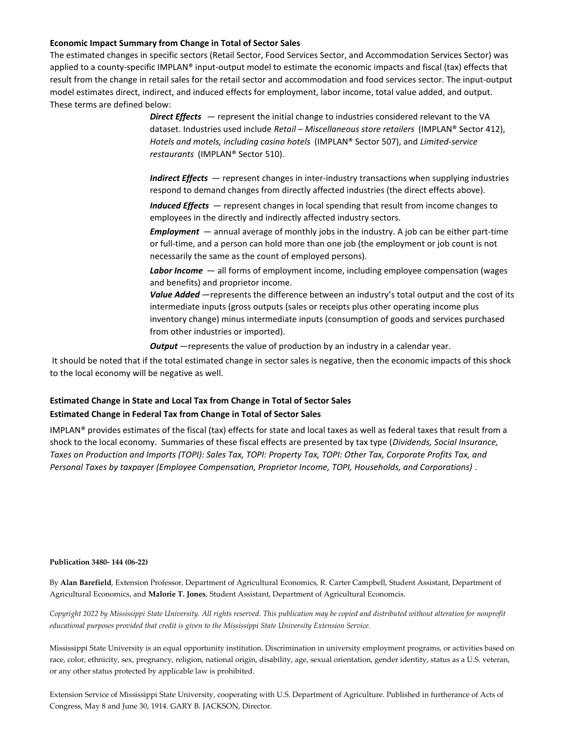**Economic Impact Summary from Change in Total of Sector Sales**

The estimated changes in specific sectors (Retail Sector, Food Services Sector, and Accommodation Services Sector) was applied to a county-specific IMPLAN® input-output model to estimate the economic impacts and fiscal (tax) effects that result from the change in retail sales for the retail sector and accommodation and food services sector. The input-output model estimates direct, indirect, and induced effects for employment, labor income, total value added, and output. These terms are defined below:

***Direct Effects*** — represent the initial change to industries considered relevant to the VA dataset. Industries used include *Retail – Miscellaneous store retailers* (IMPLAN® Sector 412), *Hotels and motels, including casino hotels* (IMPLAN® Sector 507), and *Limited-service restaurants* (IMPLAN® Sector 510).

***Indirect Effects*** — represent changes in inter-industry transactions when supplying industries respond to demand changes from directly affected industries (the direct effects above).

***Induced Effects*** — represent changes in local spending that result from income changes to employees in the directly and indirectly affected industry sectors.

***Employment*** — annual average of monthly jobs in the industry. A job can be either part-time or full-time, and a person can hold more than one job (the employment or job count is not necessarily the same as the count of employed persons).

***Labor Income*** — all forms of employment income, including employee compensation (wages and benefits) and proprietor income.

***Value Added*** —represents the difference between an industry's total output and the cost of its intermediate inputs (gross outputs (sales or receipts plus other operating income plus inventory change) minus intermediate inputs (consumption of goods and services purchased from other industries or imported).

***Output*** —represents the value of production by an industry in a calendar year.

It should be noted that if the total estimated change in sector sales is negative, then the economic impacts of this shock to the local economy will be negative as well.

**Estimated Change in State and Local Tax from Change in Total of Sector Sales**

**Estimated Change in Federal Tax from Change in Total of Sector Sales**

IMPLAN® provides estimates of the fiscal (tax) effects for state and local taxes as well as federal taxes that result from a shock to the local economy. Summaries of these fiscal effects are presented by tax type (*Dividends, Social Insurance, Taxes on Production and Imports (TOPI): Sales Tax, TOPI: Property Tax, TOPI: Other Tax, Corporate Profits Tax, and Personal Taxes by taxpayer (Employee Compensation, Proprietor Income, TOPI, Households, and Corporations)* .

**Publication 3480- 144 (06-22)**

By **Alan Barefield**, Extension Professor, Department of Agricultural Economics, R. Carter Campbell, Student Assistant, Department of Agricultural Economics, and **Malorie T. Jones**, Student Assistant, Department of Agricultural Economcis.

*Copyright 2022 by Mississippi State University. All rights reserved. This publication may be copied and distributed without alteration for nonprofit educational purposes provided that credit is given to the Mississippi State University Extension Service.*

Mississippi State University is an equal opportunity institution. Discrimination in university employment programs, or activities based on race, color, ethnicity, sex, pregnancy, religion, national origin, disability, age, sexual orientation, gender identity, status as a U.S. veteran, or any other status protected by applicable law is prohibited.

Extension Service of Mississippi State University, cooperating with U.S. Department of Agriculture. Published in furtherance of Acts of Congress, May 8 and June 30, 1914. GARY B. JACKSON, Director.